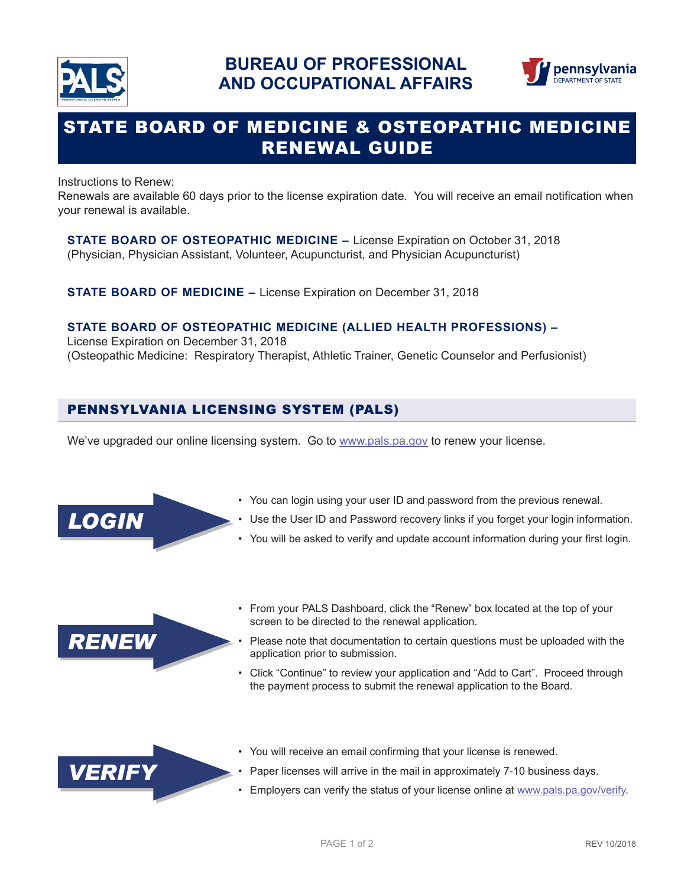# BUREAU OF PROFESSIONAL AND OCCUPATIONAL AFFAIRS

# STATE BOARD OF MEDICINE & OSTEOPATHIC MEDICINE RENEWAL GUIDE

Instructions to Renew:
Renewals are available 60 days prior to the license expiration date. You will receive an email notification when your renewal is available.

**STATE BOARD OF OSTEOPATHIC MEDICINE –** License Expiration on October 31, 2018
(Physician, Physician Assistant, Volunteer, Acupuncturist, and Physician Acupuncturist)

**STATE BOARD OF MEDICINE –** License Expiration on December 31, 2018

**STATE BOARD OF OSTEOPATHIC MEDICINE (ALLIED HEALTH PROFESSIONS) –**
License Expiration on December 31, 2018
(Osteopathic Medicine: Respiratory Therapist, Athletic Trainer, Genetic Counselor and Perfusionist)

## PENNSYLVANIA LICENSING SYSTEM (PALS)

We've upgraded our online licensing system. Go to www.pals.pa.gov to renew your license.

### LOGIN

- You can login using your user ID and password from the previous renewal.
- Use the User ID and Password recovery links if you forget your login information.
- You will be asked to verify and update account information during your first login.

### RENEW

- From your PALS Dashboard, click the "Renew" box located at the top of your screen to be directed to the renewal application.
- Please note that documentation to certain questions must be uploaded with the application prior to submission.
- Click "Continue" to review your application and "Add to Cart". Proceed through the payment process to submit the renewal application to the Board.

### VERIFY

- You will receive an email confirming that your license is renewed.
- Paper licenses will arrive in the mail in approximately 7-10 business days.
- Employers can verify the status of your license online at www.pals.pa.gov/verify.

REV 10/2018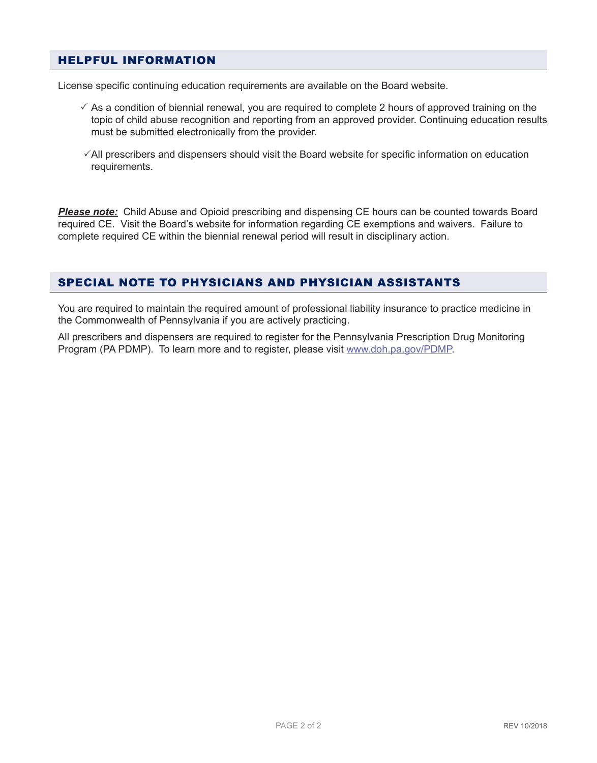## HELPFUL INFORMATION

License specific continuing education requirements are available on the Board website.

- ✓ As a condition of biennial renewal, you are required to complete 2 hours of approved training on the topic of child abuse recognition and reporting from an approved provider. Continuing education results must be submitted electronically from the provider.
- ✓ All prescribers and dispensers should visit the Board website for specific information on education requirements.

***Please note:*** Child Abuse and Opioid prescribing and dispensing CE hours can be counted towards Board required CE. Visit the Board's website for information regarding CE exemptions and waivers. Failure to complete required CE within the biennial renewal period will result in disciplinary action.

## SPECIAL NOTE TO PHYSICIANS AND PHYSICIAN ASSISTANTS

You are required to maintain the required amount of professional liability insurance to practice medicine in the Commonwealth of Pennsylvania if you are actively practicing.

All prescribers and dispensers are required to register for the Pennsylvania Prescription Drug Monitoring Program (PA PDMP). To learn more and to register, please visit www.doh.pa.gov/PDMP.

REV 10/2018